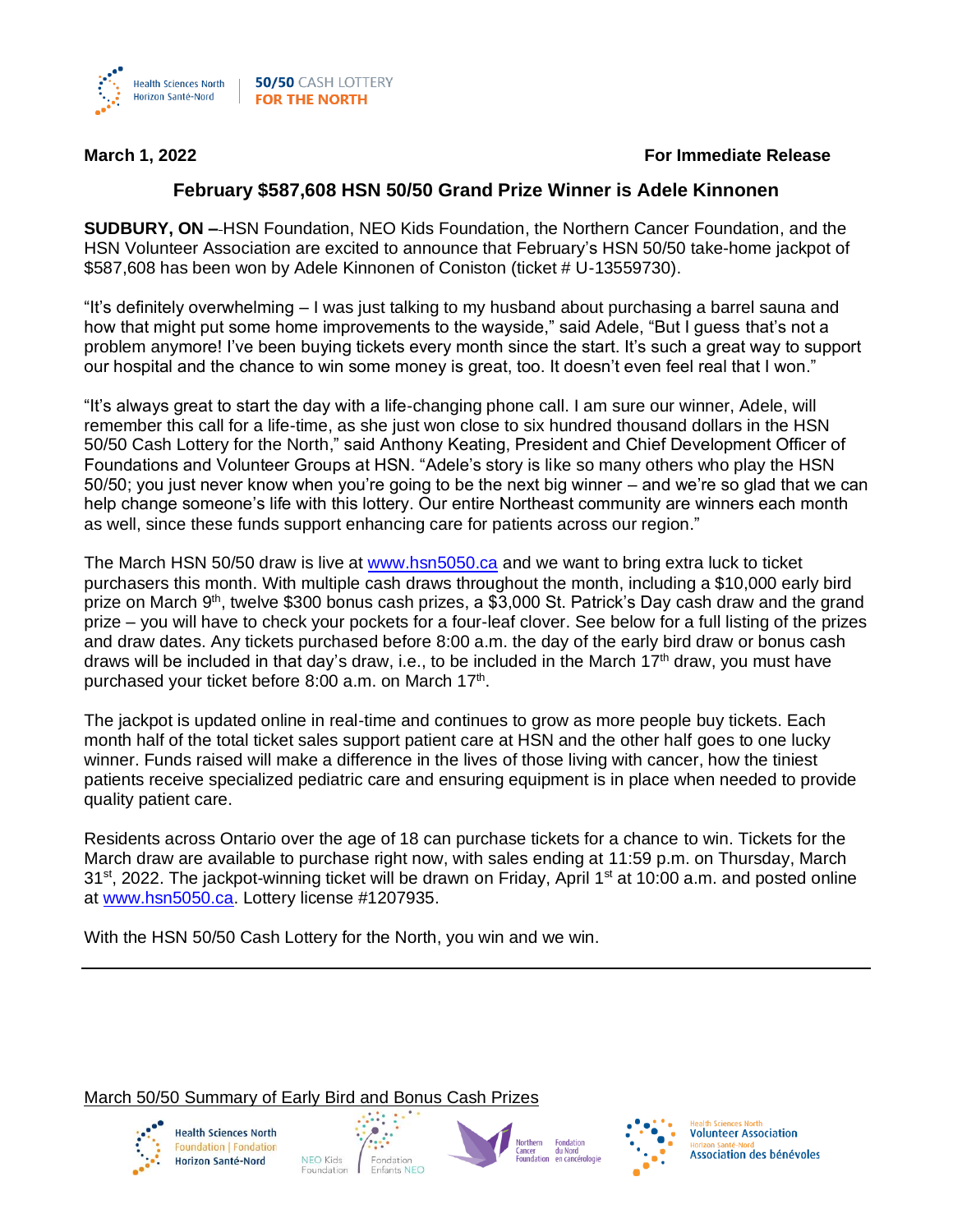Health Sciences North | Horizon Santé-Nord | 50/50 CASH LOTTERY FOR THE NORTH

**March 1, 2022** **For Immediate Release**

## February $587,608 HSN 50/50 Grand Prize Winner is Adele Kinnonen

**SUDBURY, ON –**-HSN Foundation, NEO Kids Foundation, the Northern Cancer Foundation, and the HSN Volunteer Association are excited to announce that February's HSN 50/50 take-home jackpot of $587,608 has been won by Adele Kinnonen of Coniston (ticket # U-13559730).

"It's definitely overwhelming – I was just talking to my husband about purchasing a barrel sauna and how that might put some home improvements to the wayside," said Adele, "But I guess that's not a problem anymore! I've been buying tickets every month since the start. It's such a great way to support our hospital and the chance to win some money is great, too. It doesn't even feel real that I won."

"It's always great to start the day with a life-changing phone call. I am sure our winner, Adele, will remember this call for a life-time, as she just won close to six hundred thousand dollars in the HSN 50/50 Cash Lottery for the North," said Anthony Keating, President and Chief Development Officer of Foundations and Volunteer Groups at HSN. "Adele's story is like so many others who play the HSN 50/50; you just never know when you're going to be the next big winner – and we're so glad that we can help change someone's life with this lottery. Our entire Northeast community are winners each month as well, since these funds support enhancing care for patients across our region."

The March HSN 50/50 draw is live at www.hsn5050.ca and we want to bring extra luck to ticket purchasers this month. With multiple cash draws throughout the month, including a $10,000 early bird prize on March 9th, twelve $300 bonus cash prizes, a $3,000 St. Patrick's Day cash draw and the grand prize – you will have to check your pockets for a four-leaf clover. See below for a full listing of the prizes and draw dates. Any tickets purchased before 8:00 a.m. the day of the early bird draw or bonus cash draws will be included in that day's draw, i.e., to be included in the March 17th draw, you must have purchased your ticket before 8:00 a.m. on March 17th.

The jackpot is updated online in real-time and continues to grow as more people buy tickets. Each month half of the total ticket sales support patient care at HSN and the other half goes to one lucky winner. Funds raised will make a difference in the lives of those living with cancer, how the tiniest patients receive specialized pediatric care and ensuring equipment is in place when needed to provide quality patient care.

Residents across Ontario over the age of 18 can purchase tickets for a chance to win. Tickets for the March draw are available to purchase right now, with sales ending at 11:59 p.m. on Thursday, March 31st, 2022. The jackpot-winning ticket will be drawn on Friday, April 1st at 10:00 a.m. and posted online at www.hsn5050.ca. Lottery license #1207935.

With the HSN 50/50 Cash Lottery for the North, you win and we win.

---

March 50/50 Summary of Early Bird and Bonus Cash Prizes

Health Sciences North Foundation | Fondation Horizon Santé-Nord · NEO Kids Foundation | Fondation Enfants NEO · Northern Cancer Foundation | Fondation du Nord en cancérologie · Health Sciences North Volunteer Association | Horizon Santé-Nord Association des bénévoles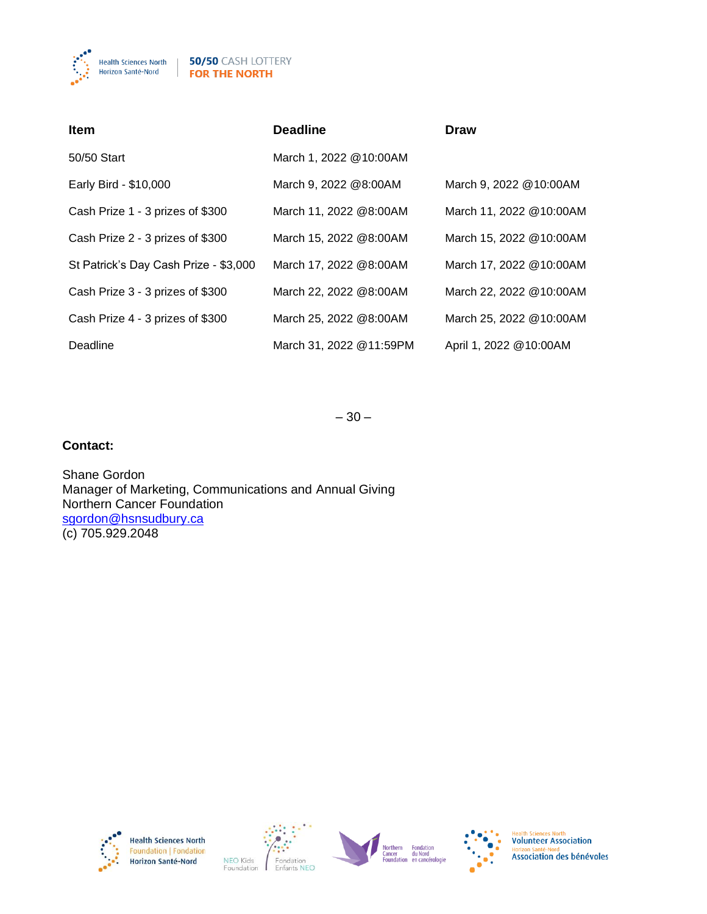| Item | Deadline | Draw |
|---|---|---|
| 50/50 Start | March 1, 2022 @10:00AM | |
| Early Bird - $10,000 | March 9, 2022 @8:00AM | March 9, 2022 @10:00AM |
| Cash Prize 1 - 3 prizes of $300 | March 11, 2022 @8:00AM | March 11, 2022 @10:00AM |
| Cash Prize 2 - 3 prizes of $300 | March 15, 2022 @8:00AM | March 15, 2022 @10:00AM |
| St Patrick's Day Cash Prize - $3,000 | March 17, 2022 @8:00AM | March 17, 2022 @10:00AM |
| Cash Prize 3 - 3 prizes of $300 | March 22, 2022 @8:00AM | March 22, 2022 @10:00AM |
| Cash Prize 4 - 3 prizes of $300 | March 25, 2022 @8:00AM | March 25, 2022 @10:00AM |
| Deadline | March 31, 2022 @11:59PM | April 1, 2022 @10:00AM |

– 30 –

**Contact:**

Shane Gordon
Manager of Marketing, Communications and Annual Giving
Northern Cancer Foundation
sgordon@hsnsudbury.ca
(c) 705.929.2048